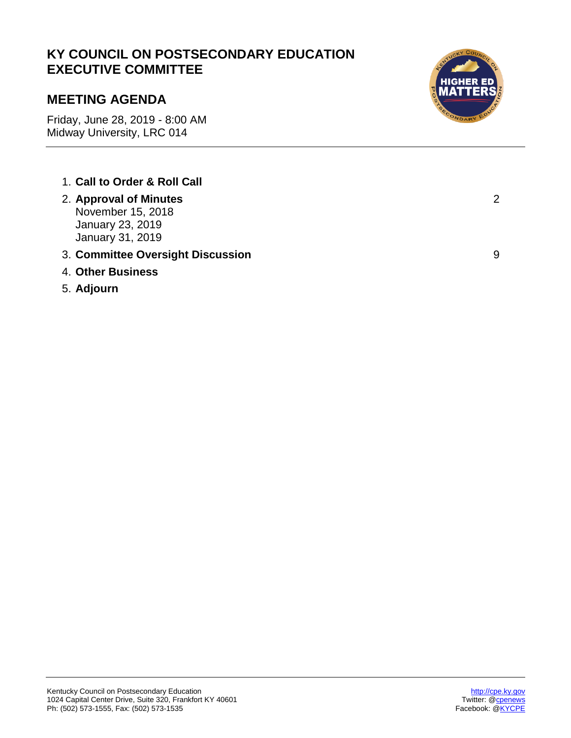# KY COUNCIL ON POSTSECONDARY EDUCATION
# EXECUTIVE COMMITTEE

## MEETING AGENDA

Friday, June 28, 2019 - 8:00 AM
Midway University, LRC 014

---

1. **Call to Order & Roll Call**
2. **Approval of Minutes** — 2
   November 15, 2018
   January 23, 2019
   January 31, 2019
3. **Committee Oversight Discussion** — 9
4. **Other Business**
5. **Adjourn**

---

Kentucky Council on Postsecondary Education
1024 Capital Center Drive, Suite 320, Frankfort KY 40601
Ph: (502) 573-1555, Fax: (502) 573-1535

http://cpe.ky.gov
Twitter: @cpenews
Facebook: @KYCPE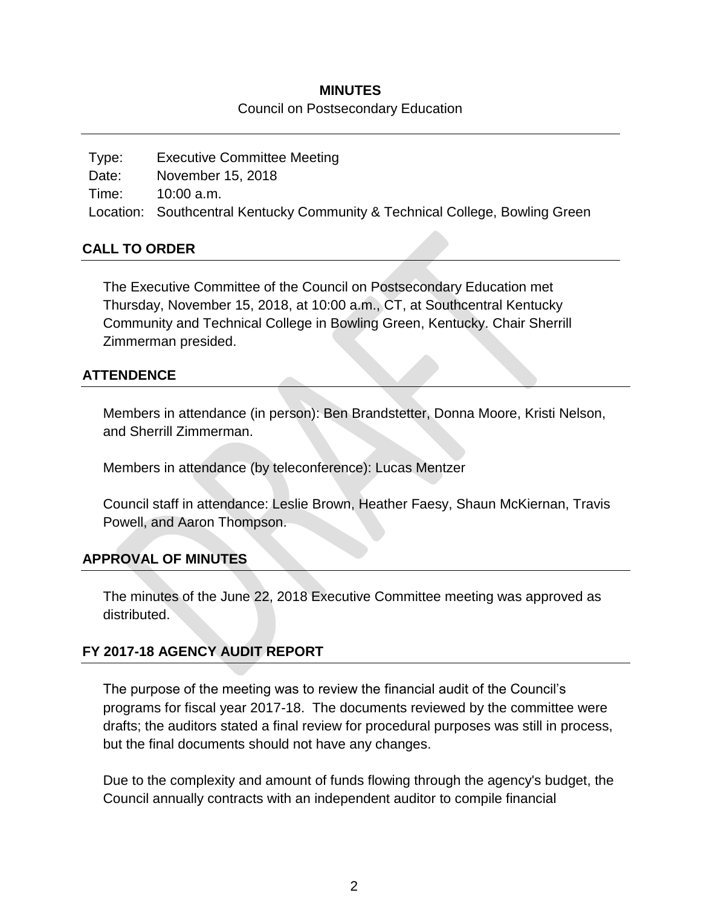**MINUTES**

Council on Postsecondary Education

Type: Executive Committee Meeting
Date: November 15, 2018
Time: 10:00 a.m.
Location: Southcentral Kentucky Community & Technical College, Bowling Green

## CALL TO ORDER

The Executive Committee of the Council on Postsecondary Education met Thursday, November 15, 2018, at 10:00 a.m., CT, at Southcentral Kentucky Community and Technical College in Bowling Green, Kentucky. Chair Sherrill Zimmerman presided.

## ATTENDENCE

Members in attendance (in person): Ben Brandstetter, Donna Moore, Kristi Nelson, and Sherrill Zimmerman.

Members in attendance (by teleconference): Lucas Mentzer

Council staff in attendance: Leslie Brown, Heather Faesy, Shaun McKiernan, Travis Powell, and Aaron Thompson.

## APPROVAL OF MINUTES

The minutes of the June 22, 2018 Executive Committee meeting was approved as distributed.

## FY 2017-18 AGENCY AUDIT REPORT

The purpose of the meeting was to review the financial audit of the Council's programs for fiscal year 2017-18. The documents reviewed by the committee were drafts; the auditors stated a final review for procedural purposes was still in process, but the final documents should not have any changes.

Due to the complexity and amount of funds flowing through the agency's budget, the Council annually contracts with an independent auditor to compile financial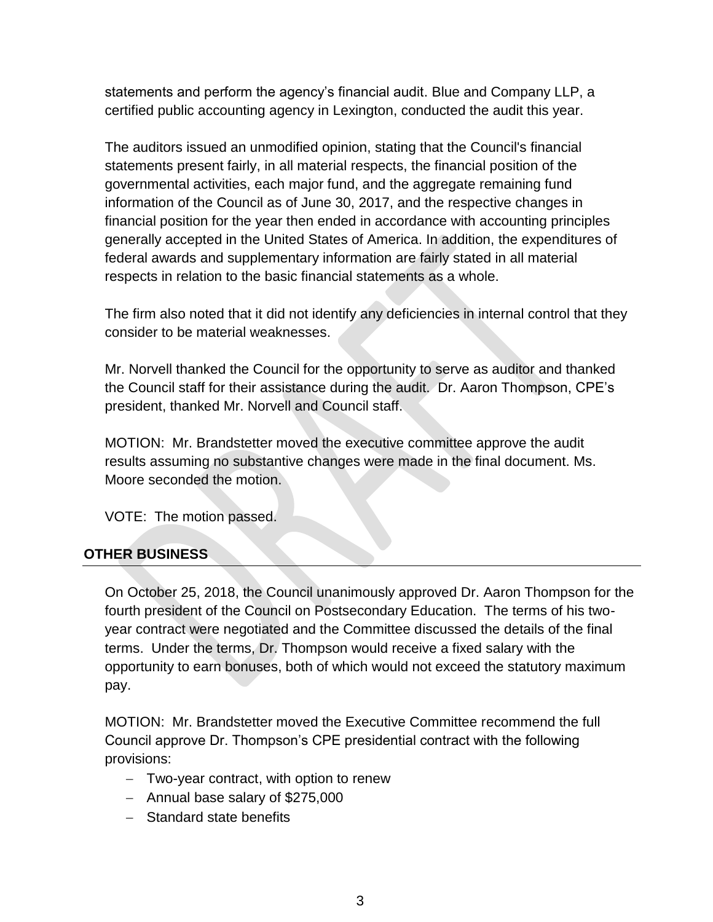statements and perform the agency's financial audit. Blue and Company LLP, a certified public accounting agency in Lexington, conducted the audit this year.

The auditors issued an unmodified opinion, stating that the Council's financial statements present fairly, in all material respects, the financial position of the governmental activities, each major fund, and the aggregate remaining fund information of the Council as of June 30, 2017, and the respective changes in financial position for the year then ended in accordance with accounting principles generally accepted in the United States of America. In addition, the expenditures of federal awards and supplementary information are fairly stated in all material respects in relation to the basic financial statements as a whole.

The firm also noted that it did not identify any deficiencies in internal control that they consider to be material weaknesses.

Mr. Norvell thanked the Council for the opportunity to serve as auditor and thanked the Council staff for their assistance during the audit. Dr. Aaron Thompson, CPE's president, thanked Mr. Norvell and Council staff.

MOTION: Mr. Brandstetter moved the executive committee approve the audit results assuming no substantive changes were made in the final document. Ms. Moore seconded the motion.

VOTE: The motion passed.

## OTHER BUSINESS

On October 25, 2018, the Council unanimously approved Dr. Aaron Thompson for the fourth president of the Council on Postsecondary Education. The terms of his two-year contract were negotiated and the Committee discussed the details of the final terms. Under the terms, Dr. Thompson would receive a fixed salary with the opportunity to earn bonuses, both of which would not exceed the statutory maximum pay.

MOTION: Mr. Brandstetter moved the Executive Committee recommend the full Council approve Dr. Thompson's CPE presidential contract with the following provisions:

- Two-year contract, with option to renew
- Annual base salary of $275,000
- Standard state benefits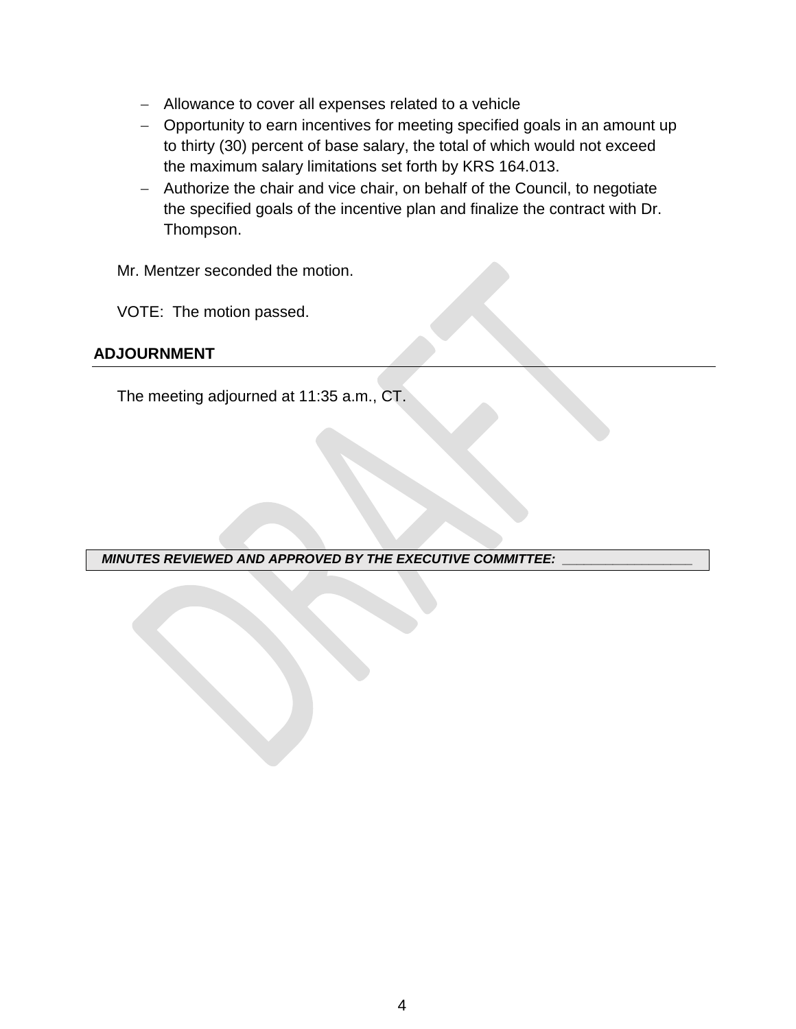- Allowance to cover all expenses related to a vehicle
- Opportunity to earn incentives for meeting specified goals in an amount up to thirty (30) percent of base salary, the total of which would not exceed the maximum salary limitations set forth by KRS 164.013.
- Authorize the chair and vice chair, on behalf of the Council, to negotiate the specified goals of the incentive plan and finalize the contract with Dr. Thompson.

Mr. Mentzer seconded the motion.

VOTE: The motion passed.

## ADJOURNMENT

The meeting adjourned at 11:35 a.m., CT.

***MINUTES REVIEWED AND APPROVED BY THE EXECUTIVE COMMITTEE: ________________***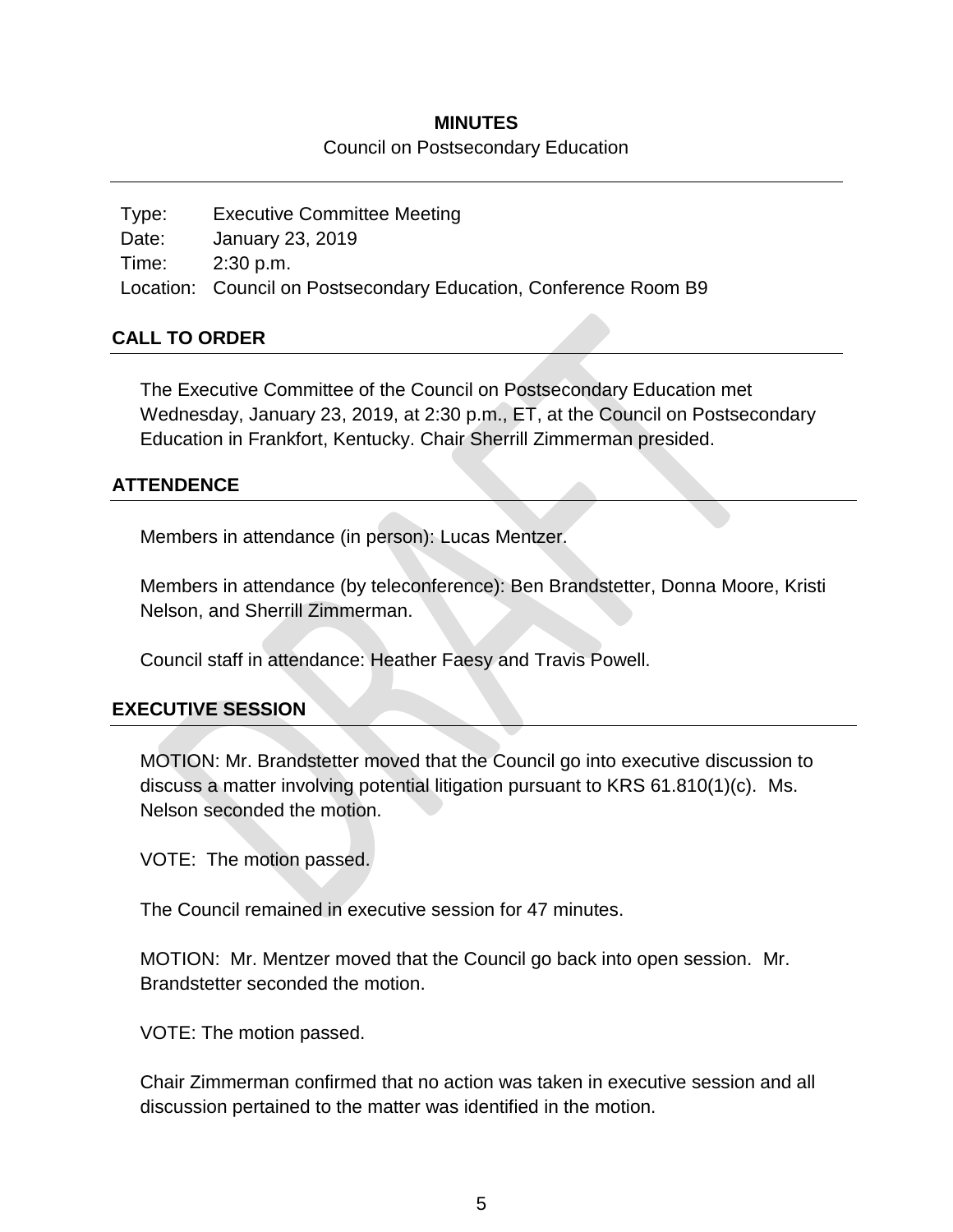**MINUTES**

Council on Postsecondary Education

| | |
|---|---|
| Type: | Executive Committee Meeting |
| Date: | January 23, 2019 |
| Time: | 2:30 p.m. |
| Location: | Council on Postsecondary Education, Conference Room B9 |

## CALL TO ORDER

The Executive Committee of the Council on Postsecondary Education met Wednesday, January 23, 2019, at 2:30 p.m., ET, at the Council on Postsecondary Education in Frankfort, Kentucky. Chair Sherrill Zimmerman presided.

## ATTENDENCE

Members in attendance (in person): Lucas Mentzer.

Members in attendance (by teleconference): Ben Brandstetter, Donna Moore, Kristi Nelson, and Sherrill Zimmerman.

Council staff in attendance: Heather Faesy and Travis Powell.

## EXECUTIVE SESSION

MOTION: Mr. Brandstetter moved that the Council go into executive discussion to discuss a matter involving potential litigation pursuant to KRS 61.810(1)(c). Ms. Nelson seconded the motion.

VOTE: The motion passed.

The Council remained in executive session for 47 minutes.

MOTION: Mr. Mentzer moved that the Council go back into open session. Mr. Brandstetter seconded the motion.

VOTE: The motion passed.

Chair Zimmerman confirmed that no action was taken in executive session and all discussion pertained to the matter was identified in the motion.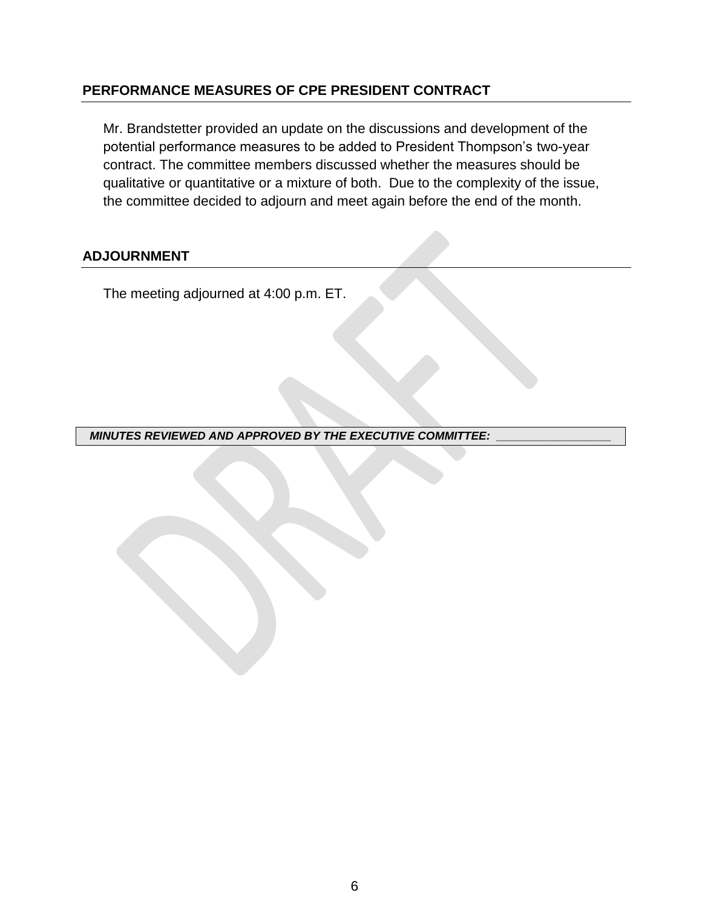## PERFORMANCE MEASURES OF CPE PRESIDENT CONTRACT

Mr. Brandstetter provided an update on the discussions and development of the potential performance measures to be added to President Thompson's two-year contract. The committee members discussed whether the measures should be qualitative or quantitative or a mixture of both. Due to the complexity of the issue, the committee decided to adjourn and meet again before the end of the month.

## ADJOURNMENT

The meeting adjourned at 4:00 p.m. ET.

***MINUTES REVIEWED AND APPROVED BY THE EXECUTIVE COMMITTEE:*** ___________________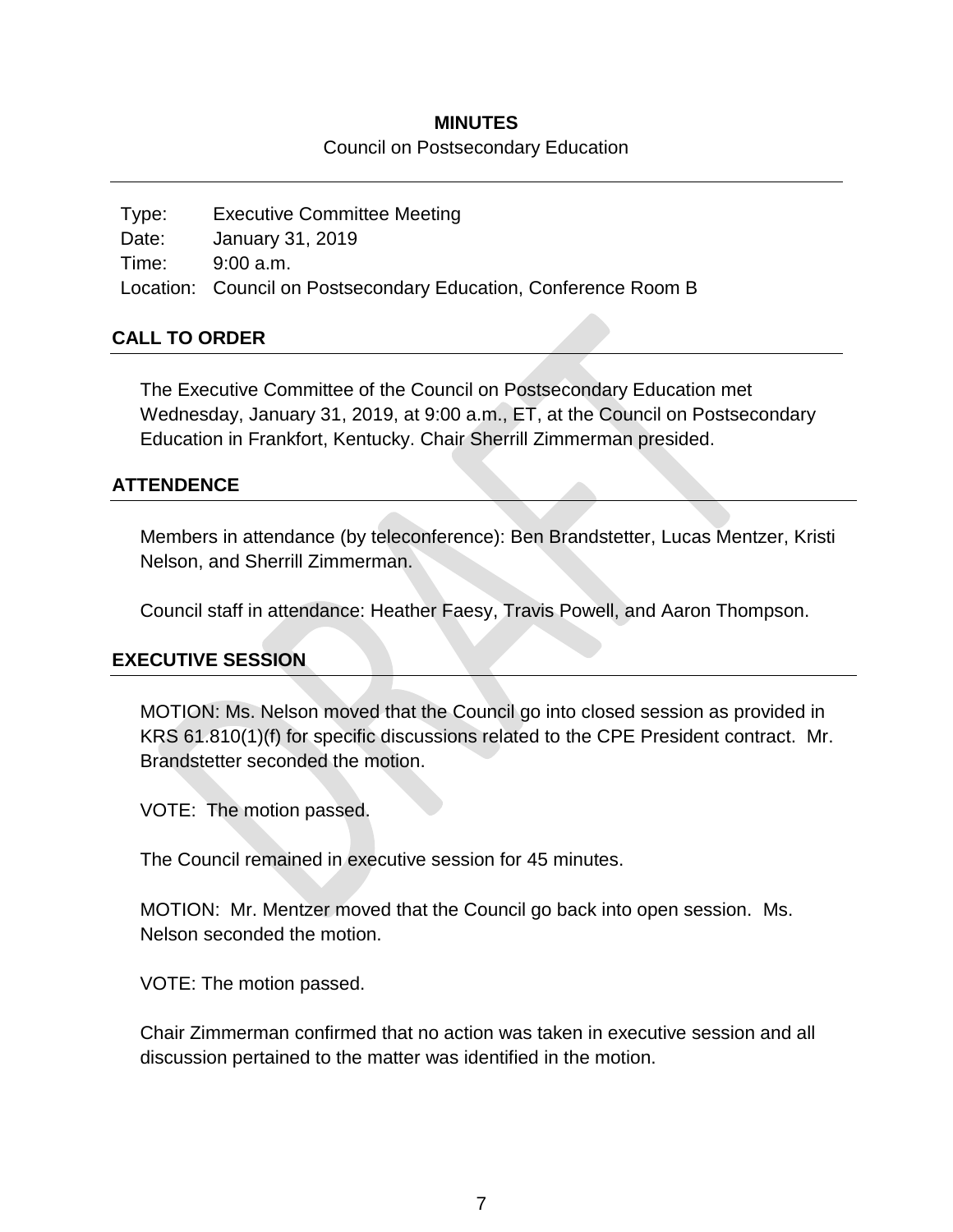# MINUTES

Council on Postsecondary Education

| | |
|---|---|
| Type: | Executive Committee Meeting |
| Date: | January 31, 2019 |
| Time: | 9:00 a.m. |
| Location: | Council on Postsecondary Education, Conference Room B |

## CALL TO ORDER

The Executive Committee of the Council on Postsecondary Education met Wednesday, January 31, 2019, at 9:00 a.m., ET, at the Council on Postsecondary Education in Frankfort, Kentucky. Chair Sherrill Zimmerman presided.

## ATTENDENCE

Members in attendance (by teleconference): Ben Brandstetter, Lucas Mentzer, Kristi Nelson, and Sherrill Zimmerman.

Council staff in attendance: Heather Faesy, Travis Powell, and Aaron Thompson.

## EXECUTIVE SESSION

MOTION: Ms. Nelson moved that the Council go into closed session as provided in KRS 61.810(1)(f) for specific discussions related to the CPE President contract. Mr. Brandstetter seconded the motion.

VOTE: The motion passed.

The Council remained in executive session for 45 minutes.

MOTION: Mr. Mentzer moved that the Council go back into open session. Ms. Nelson seconded the motion.

VOTE: The motion passed.

Chair Zimmerman confirmed that no action was taken in executive session and all discussion pertained to the matter was identified in the motion.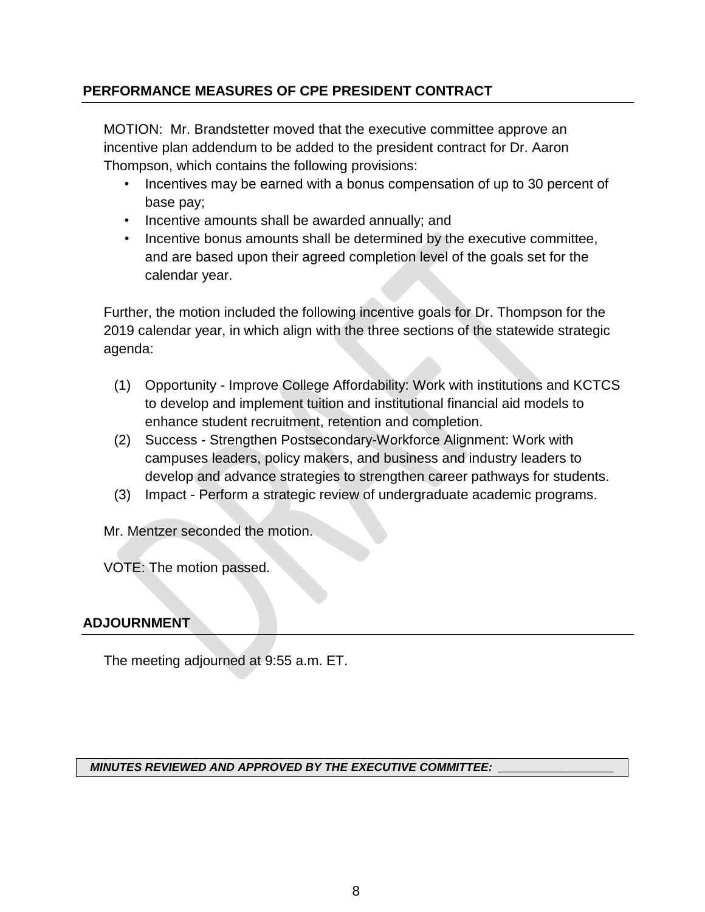## PERFORMANCE MEASURES OF CPE PRESIDENT CONTRACT

MOTION: Mr. Brandstetter moved that the executive committee approve an incentive plan addendum to be added to the president contract for Dr. Aaron Thompson, which contains the following provisions:

- Incentives may be earned with a bonus compensation of up to 30 percent of base pay;
- Incentive amounts shall be awarded annually; and
- Incentive bonus amounts shall be determined by the executive committee, and are based upon their agreed completion level of the goals set for the calendar year.

Further, the motion included the following incentive goals for Dr. Thompson for the 2019 calendar year, in which align with the three sections of the statewide strategic agenda:

(1) Opportunity - Improve College Affordability: Work with institutions and KCTCS to develop and implement tuition and institutional financial aid models to enhance student recruitment, retention and completion.
(2) Success - Strengthen Postsecondary-Workforce Alignment: Work with campuses leaders, policy makers, and business and industry leaders to develop and advance strategies to strengthen career pathways for students.
(3) Impact - Perform a strategic review of undergraduate academic programs.

Mr. Mentzer seconded the motion.

VOTE: The motion passed.

## ADJOURNMENT

The meeting adjourned at 9:55 a.m. ET.

***MINUTES REVIEWED AND APPROVED BY THE EXECUTIVE COMMITTEE:*** _________________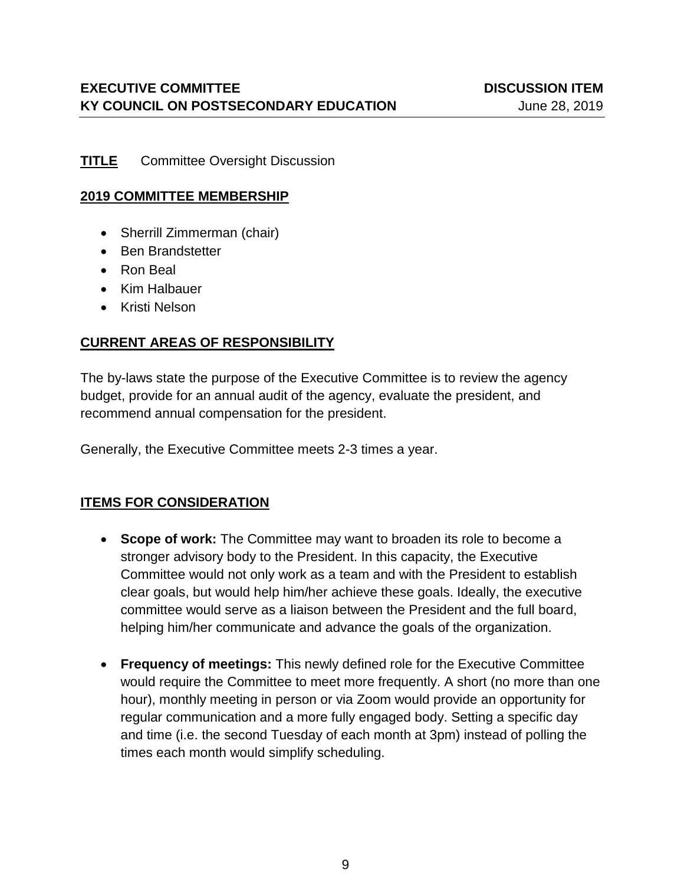**EXECUTIVE COMMITTEE** **DISCUSSION ITEM**
**KY COUNCIL ON POSTSECONDARY EDUCATION** June 28, 2019

**TITLE** Committee Oversight Discussion

## 2019 COMMITTEE MEMBERSHIP

- Sherrill Zimmerman (chair)
- Ben Brandstetter
- Ron Beal
- Kim Halbauer
- Kristi Nelson

## CURRENT AREAS OF RESPONSIBILITY

The by-laws state the purpose of the Executive Committee is to review the agency budget, provide for an annual audit of the agency, evaluate the president, and recommend annual compensation for the president.

Generally, the Executive Committee meets 2-3 times a year.

## ITEMS FOR CONSIDERATION

- **Scope of work:** The Committee may want to broaden its role to become a stronger advisory body to the President. In this capacity, the Executive Committee would not only work as a team and with the President to establish clear goals, but would help him/her achieve these goals. Ideally, the executive committee would serve as a liaison between the President and the full board, helping him/her communicate and advance the goals of the organization.

- **Frequency of meetings:** This newly defined role for the Executive Committee would require the Committee to meet more frequently. A short (no more than one hour), monthly meeting in person or via Zoom would provide an opportunity for regular communication and a more fully engaged body. Setting a specific day and time (i.e. the second Tuesday of each month at 3pm) instead of polling the times each month would simplify scheduling.